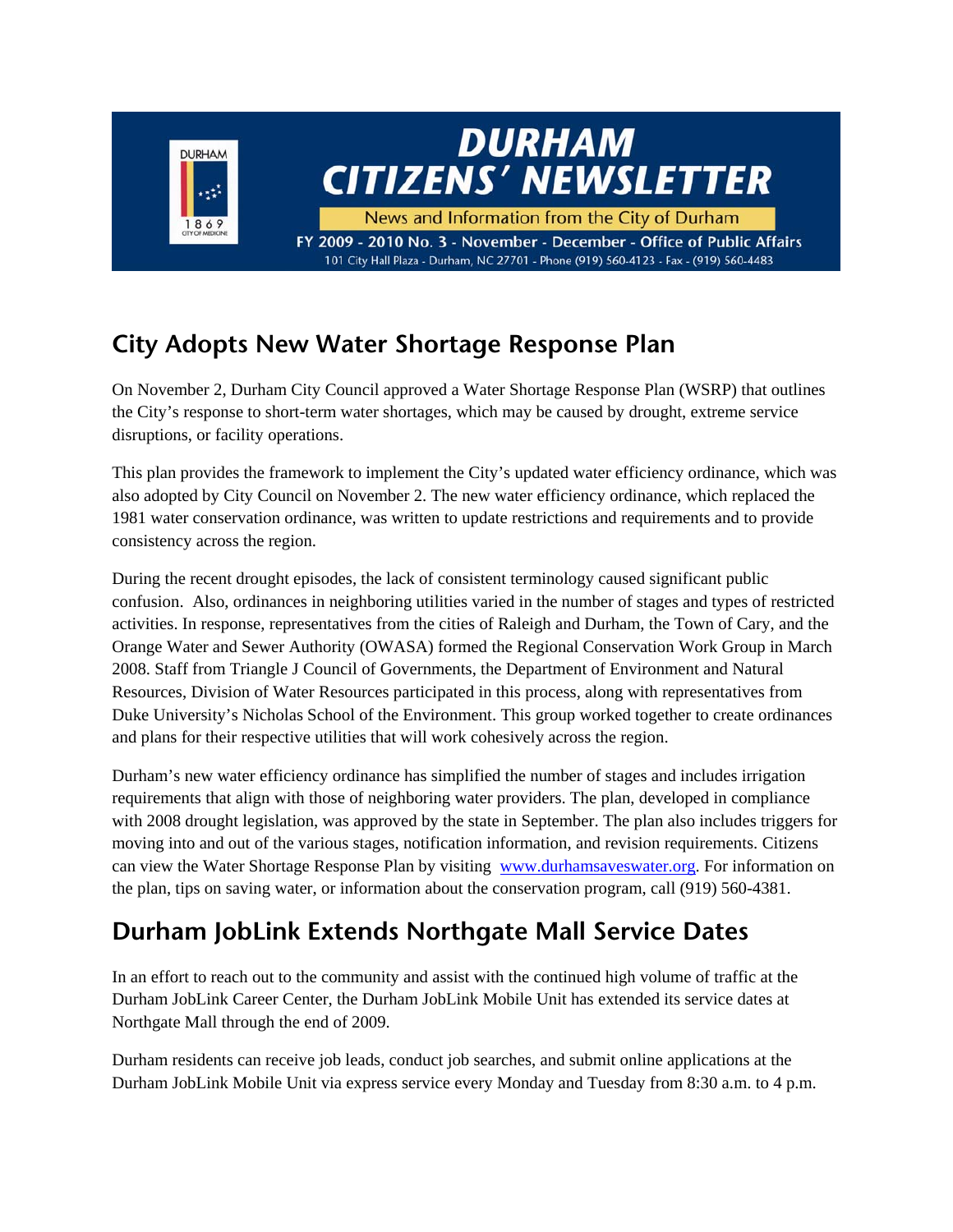# DURHAM CITIZENS' NEWSLETTER

News and Information from the City of Durham

FY 2009 - 2010 No. 3 - November - December - Office of Public Affairs

101 City Hall Plaza - Durham, NC 27701 - Phone (919) 560-4123 - Fax - (919) 560-4483

## City Adopts New Water Shortage Response Plan

On November 2, Durham City Council approved a Water Shortage Response Plan (WSRP) that outlines the City's response to short-term water shortages, which may be caused by drought, extreme service disruptions, or facility operations.

This plan provides the framework to implement the City's updated water efficiency ordinance, which was also adopted by City Council on November 2. The new water efficiency ordinance, which replaced the 1981 water conservation ordinance, was written to update restrictions and requirements and to provide consistency across the region.

During the recent drought episodes, the lack of consistent terminology caused significant public confusion. Also, ordinances in neighboring utilities varied in the number of stages and types of restricted activities. In response, representatives from the cities of Raleigh and Durham, the Town of Cary, and the Orange Water and Sewer Authority (OWASA) formed the Regional Conservation Work Group in March 2008. Staff from Triangle J Council of Governments, the Department of Environment and Natural Resources, Division of Water Resources participated in this process, along with representatives from Duke University's Nicholas School of the Environment. This group worked together to create ordinances and plans for their respective utilities that will work cohesively across the region.

Durham's new water efficiency ordinance has simplified the number of stages and includes irrigation requirements that align with those of neighboring water providers. The plan, developed in compliance with 2008 drought legislation, was approved by the state in September. The plan also includes triggers for moving into and out of the various stages, notification information, and revision requirements. Citizens can view the Water Shortage Response Plan by visiting [www.durhamsaveswater.org](http://www.durhamsaveswater.org). For information on the plan, tips on saving water, or information about the conservation program, call (919) 560-4381.

## Durham JobLink Extends Northgate Mall Service Dates

In an effort to reach out to the community and assist with the continued high volume of traffic at the Durham JobLink Career Center, the Durham JobLink Mobile Unit has extended its service dates at Northgate Mall through the end of 2009.

Durham residents can receive job leads, conduct job searches, and submit online applications at the Durham JobLink Mobile Unit via express service every Monday and Tuesday from 8:30 a.m. to 4 p.m.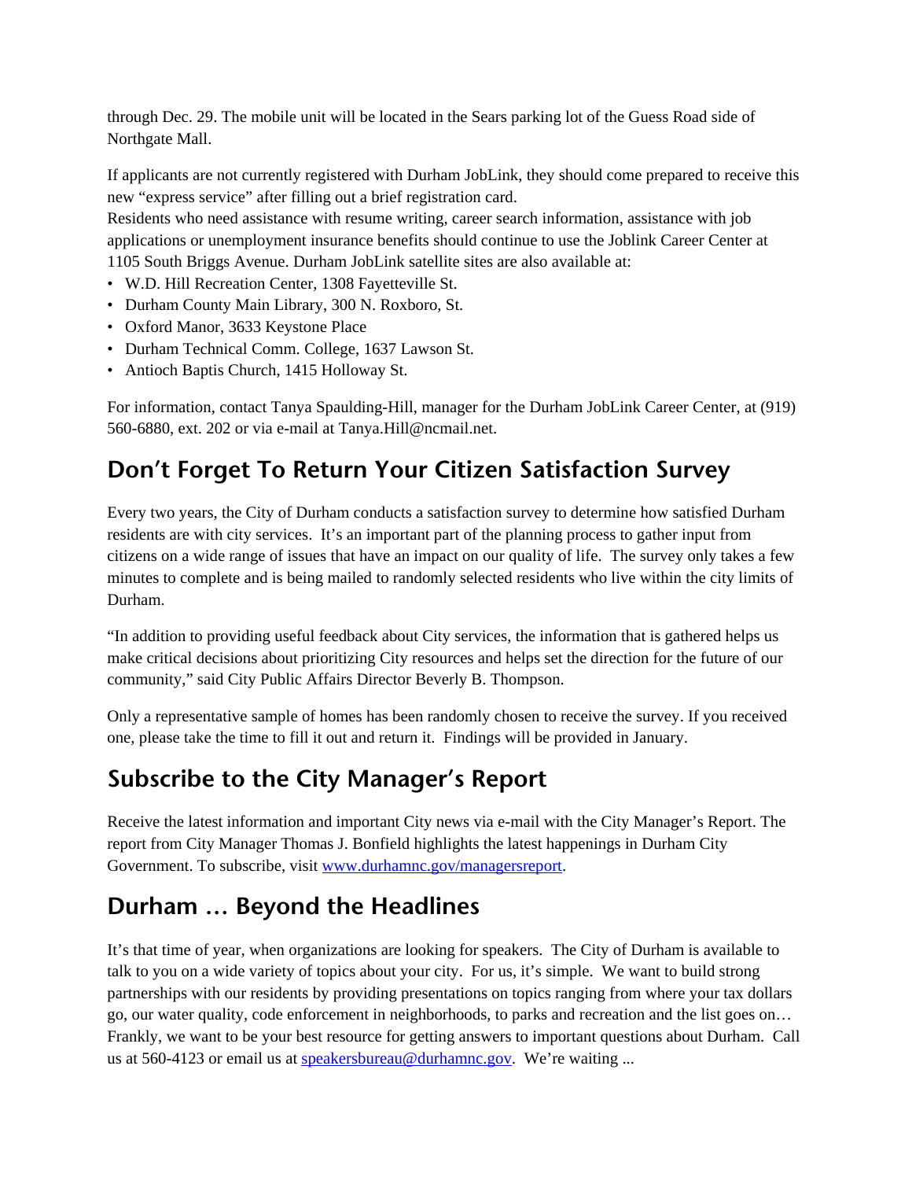through Dec. 29. The mobile unit will be located in the Sears parking lot of the Guess Road side of Northgate Mall.

If applicants are not currently registered with Durham JobLink, they should come prepared to receive this new "express service" after filling out a brief registration card.
Residents who need assistance with resume writing, career search information, assistance with job applications or unemployment insurance benefits should continue to use the Joblink Career Center at 1105 South Briggs Avenue. Durham JobLink satellite sites are also available at:

- W.D. Hill Recreation Center, 1308 Fayetteville St.
- Durham County Main Library, 300 N. Roxboro, St.
- Oxford Manor, 3633 Keystone Place
- Durham Technical Comm. College, 1637 Lawson St.
- Antioch Baptis Church, 1415 Holloway St.

For information, contact Tanya Spaulding-Hill, manager for the Durham JobLink Career Center, at (919) 560-6880, ext. 202 or via e-mail at Tanya.Hill@ncmail.net.

## Don't Forget To Return Your Citizen Satisfaction Survey

Every two years, the City of Durham conducts a satisfaction survey to determine how satisfied Durham residents are with city services. It's an important part of the planning process to gather input from citizens on a wide range of issues that have an impact on our quality of life. The survey only takes a few minutes to complete and is being mailed to randomly selected residents who live within the city limits of Durham.

"In addition to providing useful feedback about City services, the information that is gathered helps us make critical decisions about prioritizing City resources and helps set the direction for the future of our community," said City Public Affairs Director Beverly B. Thompson.

Only a representative sample of homes has been randomly chosen to receive the survey. If you received one, please take the time to fill it out and return it. Findings will be provided in January.

## Subscribe to the City Manager's Report

Receive the latest information and important City news via e-mail with the City Manager's Report. The report from City Manager Thomas J. Bonfield highlights the latest happenings in Durham City Government. To subscribe, visit www.durhamnc.gov/managersreport.

## Durham … Beyond the Headlines

It's that time of year, when organizations are looking for speakers. The City of Durham is available to talk to you on a wide variety of topics about your city. For us, it's simple. We want to build strong partnerships with our residents by providing presentations on topics ranging from where your tax dollars go, our water quality, code enforcement in neighborhoods, to parks and recreation and the list goes on… Frankly, we want to be your best resource for getting answers to important questions about Durham. Call us at 560-4123 or email us at speakersbureau@durhamnc.gov. We're waiting ...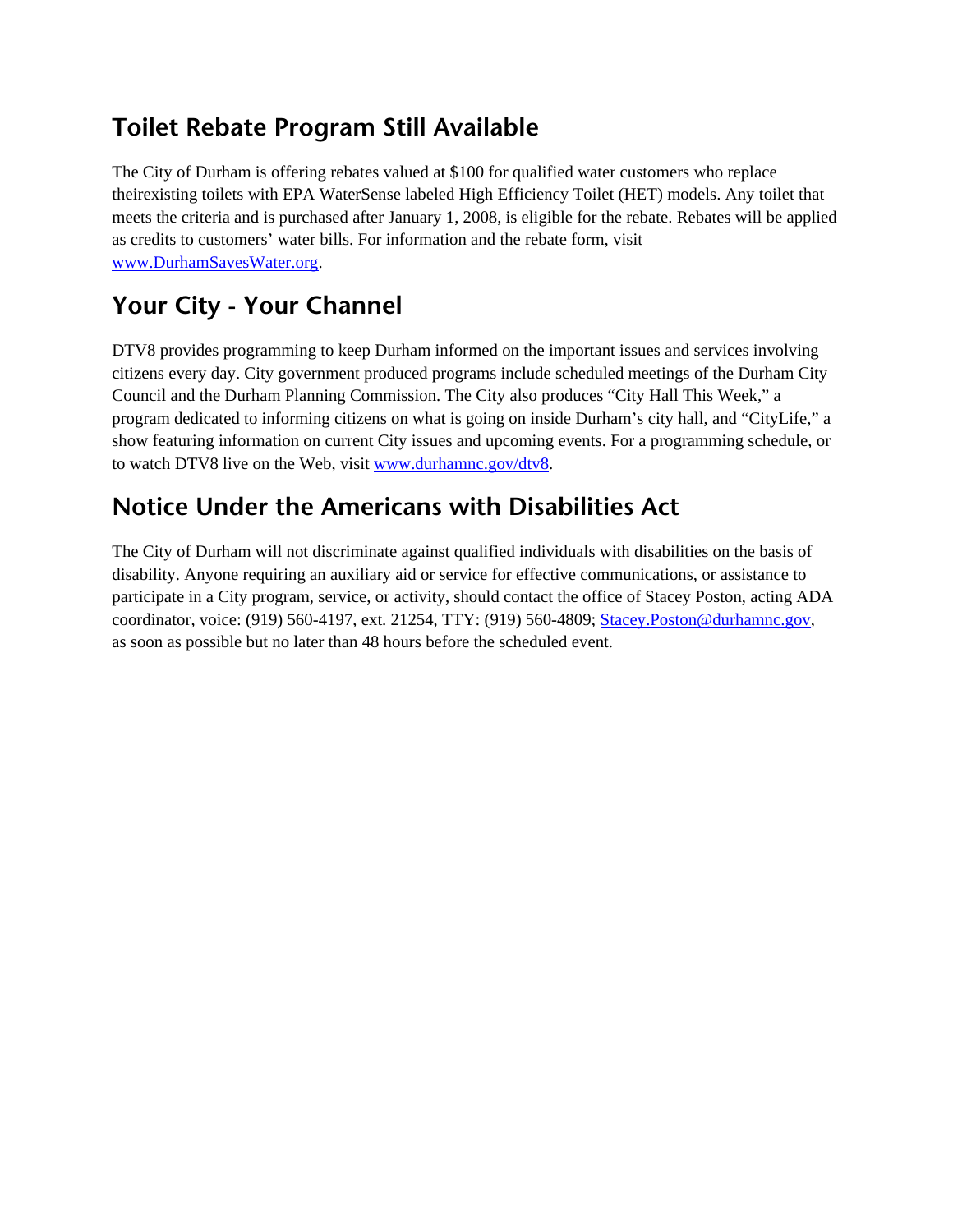## Toilet Rebate Program Still Available

The City of Durham is offering rebates valued at $100 for qualified water customers who replace theirexisting toilets with EPA WaterSense labeled High Efficiency Toilet (HET) models. Any toilet that meets the criteria and is purchased after January 1, 2008, is eligible for the rebate. Rebates will be applied as credits to customers' water bills. For information and the rebate form, visit www.DurhamSavesWater.org.

## Your City - Your Channel

DTV8 provides programming to keep Durham informed on the important issues and services involving citizens every day. City government produced programs include scheduled meetings of the Durham City Council and the Durham Planning Commission. The City also produces "City Hall This Week," a program dedicated to informing citizens on what is going on inside Durham's city hall, and "CityLife," a show featuring information on current City issues and upcoming events. For a programming schedule, or to watch DTV8 live on the Web, visit www.durhamnc.gov/dtv8.

## Notice Under the Americans with Disabilities Act

The City of Durham will not discriminate against qualified individuals with disabilities on the basis of disability. Anyone requiring an auxiliary aid or service for effective communications, or assistance to participate in a City program, service, or activity, should contact the office of Stacey Poston, acting ADA coordinator, voice: (919) 560-4197, ext. 21254, TTY: (919) 560-4809; Stacey.Poston@durhamnc.gov, as soon as possible but no later than 48 hours before the scheduled event.